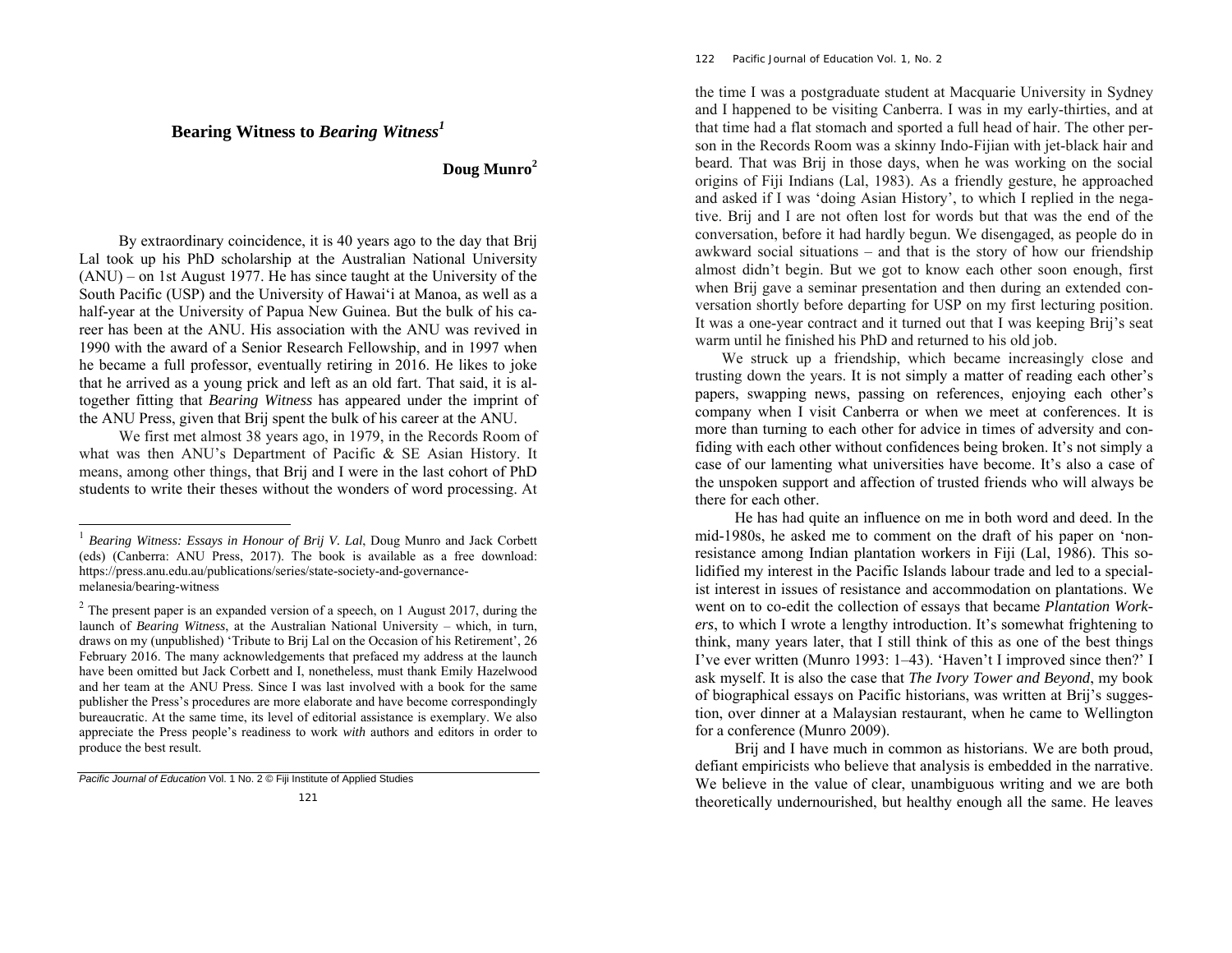# Bearing Witness to *Bearing Witness*[1]

**Doug Munro**[2]

By extraordinary coincidence, it is 40 years ago to the day that Brij Lal took up his PhD scholarship at the Australian National University (ANU) – on 1st August 1977. He has since taught at the University of the South Pacific (USP) and the University of Hawai'i at Manoa, as well as a half-year at the University of Papua New Guinea. But the bulk of his career has been at the ANU. His association with the ANU was revived in 1990 with the award of a Senior Research Fellowship, and in 1997 when he became a full professor, eventually retiring in 2016. He likes to joke that he arrived as a young prick and left as an old fart. That said, it is altogether fitting that *Bearing Witness* has appeared under the imprint of the ANU Press, given that Brij spent the bulk of his career at the ANU.

We first met almost 38 years ago, in 1979, in the Records Room of what was then ANU's Department of Pacific & SE Asian History. It means, among other things, that Brij and I were in the last cohort of PhD students to write their theses without the wonders of word processing. At the time I was a postgraduate student at Macquarie University in Sydney and I happened to be visiting Canberra. I was in my early-thirties, and at that time had a flat stomach and sported a full head of hair. The other person in the Records Room was a skinny Indo-Fijian with jet-black hair and beard. That was Brij in those days, when he was working on the social origins of Fiji Indians (Lal, 1983). As a friendly gesture, he approached and asked if I was 'doing Asian History', to which I replied in the negative. Brij and I are not often lost for words but that was the end of the conversation, before it had hardly begun. We disengaged, as people do in awkward social situations – and that is the story of how our friendship almost didn't begin. But we got to know each other soon enough, first when Brij gave a seminar presentation and then during an extended conversation shortly before departing for USP on my first lecturing position. It was a one-year contract and it turned out that I was keeping Brij's seat warm until he finished his PhD and returned to his old job.

We struck up a friendship, which became increasingly close and trusting down the years. It is not simply a matter of reading each other's papers, swapping news, passing on references, enjoying each other's company when I visit Canberra or when we meet at conferences. It is more than turning to each other for advice in times of adversity and confiding with each other without confidences being broken. It's not simply a case of our lamenting what universities have become. It's also a case of the unspoken support and affection of trusted friends who will always be there for each other.

He has had quite an influence on me in both word and deed. In the mid-1980s, he asked me to comment on the draft of his paper on 'non-resistance among Indian plantation workers in Fiji (Lal, 1986). This solidified my interest in the Pacific Islands labour trade and led to a specialist interest in issues of resistance and accommodation on plantations. We went on to co-edit the collection of essays that became *Plantation Workers*, to which I wrote a lengthy introduction. It's somewhat frightening to think, many years later, that I still think of this as one of the best things I've ever written (Munro 1993: 1–43). 'Haven't I improved since then?' I ask myself. It is also the case that *The Ivory Tower and Beyond*, my book of biographical essays on Pacific historians, was written at Brij's suggestion, over dinner at a Malaysian restaurant, when he came to Wellington for a conference (Munro 2009).

Brij and I have much in common as historians. We are both proud, defiant empiricists who believe that analysis is embedded in the narrative. We believe in the value of clear, unambiguous writing and we are both theoretically undernourished, but healthy enough all the same. He leaves

---

[1] *Bearing Witness: Essays in Honour of Brij V. Lal*, Doug Munro and Jack Corbett (eds) (Canberra: ANU Press, 2017). The book is available as a free download: https://press.anu.edu.au/publications/series/state-society-and-governance-melanesia/bearing-witness

[2] The present paper is an expanded version of a speech, on 1 August 2017, during the launch of *Bearing Witness*, at the Australian National University – which, in turn, draws on my (unpublished) 'Tribute to Brij Lal on the Occasion of his Retirement', 26 February 2016. The many acknowledgements that prefaced my address at the launch have been omitted but Jack Corbett and I, nonetheless, must thank Emily Hazelwood and her team at the ANU Press. Since I was last involved with a book for the same publisher the Press's procedures are more elaborate and have become correspondingly bureaucratic. At the same time, its level of editorial assistance is exemplary. We also appreciate the Press people's readiness to work *with* authors and editors in order to produce the best result.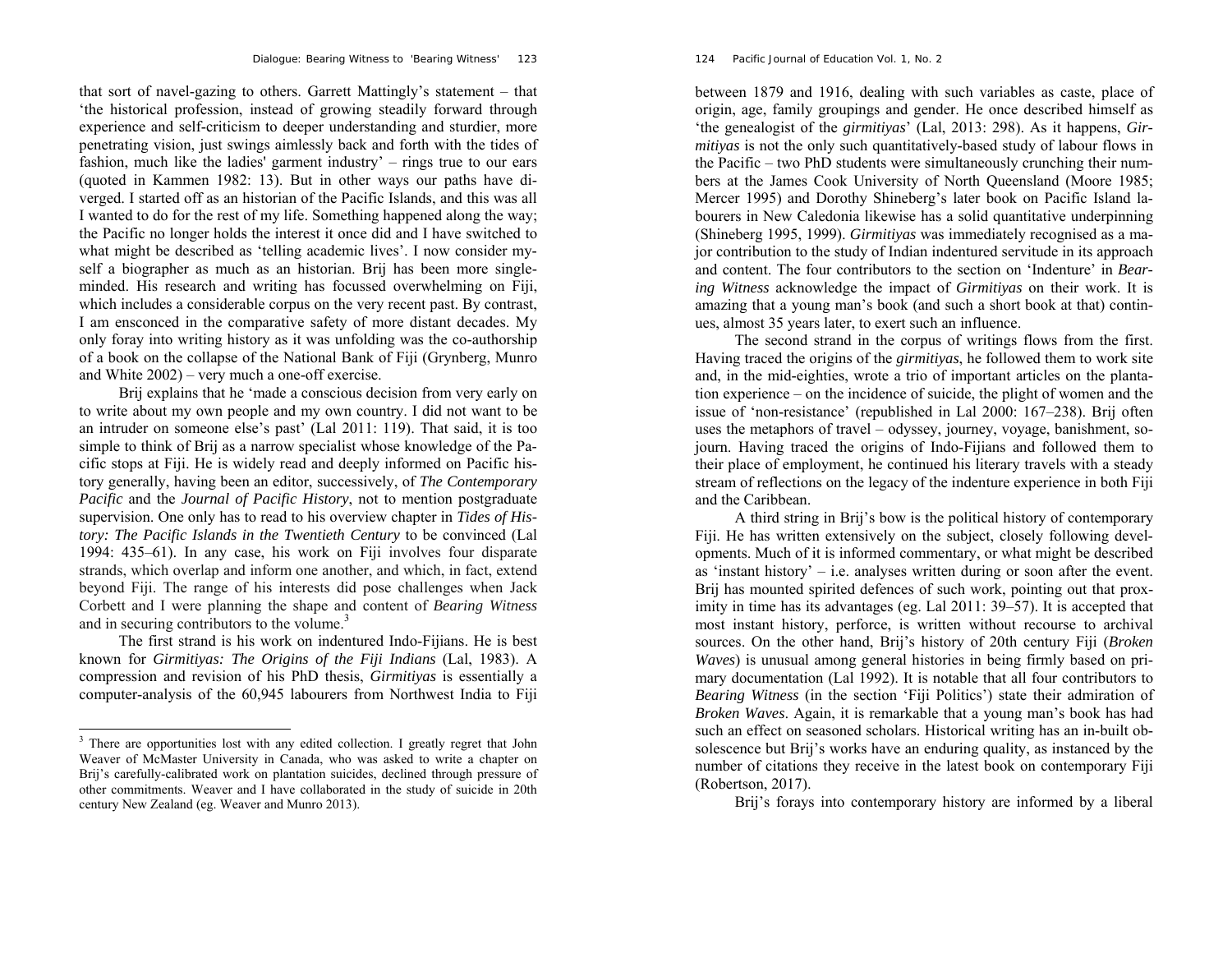that sort of navel-gazing to others. Garrett Mattingly's statement – that 'the historical profession, instead of growing steadily forward through experience and self-criticism to deeper understanding and sturdier, more penetrating vision, just swings aimlessly back and forth with the tides of fashion, much like the ladies' garment industry' – rings true to our ears (quoted in Kammen 1982: 13). But in other ways our paths have diverged. I started off as an historian of the Pacific Islands, and this was all I wanted to do for the rest of my life. Something happened along the way; the Pacific no longer holds the interest it once did and I have switched to what might be described as 'telling academic lives'. I now consider myself a biographer as much as an historian. Brij has been more single-minded. His research and writing has focussed overwhelming on Fiji, which includes a considerable corpus on the very recent past. By contrast, I am ensconced in the comparative safety of more distant decades. My only foray into writing history as it was unfolding was the co-authorship of a book on the collapse of the National Bank of Fiji (Grynberg, Munro and White 2002) – very much a one-off exercise.

Brij explains that he 'made a conscious decision from very early on to write about my own people and my own country. I did not want to be an intruder on someone else's past' (Lal 2011: 119). That said, it is too simple to think of Brij as a narrow specialist whose knowledge of the Pacific stops at Fiji. He is widely read and deeply informed on Pacific history generally, having been an editor, successively, of *The Contemporary Pacific* and the *Journal of Pacific History*, not to mention postgraduate supervision. One only has to read to his overview chapter in *Tides of History: The Pacific Islands in the Twentieth Century* to be convinced (Lal 1994: 435–61). In any case, his work on Fiji involves four disparate strands, which overlap and inform one another, and which, in fact, extend beyond Fiji. The range of his interests did pose challenges when Jack Corbett and I were planning the shape and content of *Bearing Witness* and in securing contributors to the volume.[3]

The first strand is his work on indentured Indo-Fijians. He is best known for *Girmitiyas: The Origins of the Fiji Indians* (Lal, 1983). A compression and revision of his PhD thesis, *Girmitiyas* is essentially a computer-analysis of the 60,945 labourers from Northwest India to Fiji between 1879 and 1916, dealing with such variables as caste, place of origin, age, family groupings and gender. He once described himself as 'the genealogist of the *girmitiyas*' (Lal, 2013: 298). As it happens, *Girmitiyas* is not the only such quantitatively-based study of labour flows in the Pacific – two PhD students were simultaneously crunching their numbers at the James Cook University of North Queensland (Moore 1985; Mercer 1995) and Dorothy Shineberg's later book on Pacific Island labourers in New Caledonia likewise has a solid quantitative underpinning (Shineberg 1995, 1999). *Girmitiyas* was immediately recognised as a major contribution to the study of Indian indentured servitude in its approach and content. The four contributors to the section on 'Indenture' in *Bearing Witness* acknowledge the impact of *Girmitiyas* on their work. It is amazing that a young man's book (and such a short book at that) continues, almost 35 years later, to exert such an influence.

The second strand in the corpus of writings flows from the first. Having traced the origins of the *girmitiyas*, he followed them to work site and, in the mid-eighties, wrote a trio of important articles on the plantation experience – on the incidence of suicide, the plight of women and the issue of 'non-resistance' (republished in Lal 2000: 167–238). Brij often uses the metaphors of travel – odyssey, journey, voyage, banishment, sojourn. Having traced the origins of Indo-Fijians and followed them to their place of employment, he continued his literary travels with a steady stream of reflections on the legacy of the indenture experience in both Fiji and the Caribbean.

A third string in Brij's bow is the political history of contemporary Fiji. He has written extensively on the subject, closely following developments. Much of it is informed commentary, or what might be described as 'instant history' – i.e. analyses written during or soon after the event. Brij has mounted spirited defences of such work, pointing out that proximity in time has its advantages (eg. Lal 2011: 39–57). It is accepted that most instant history, perforce, is written without recourse to archival sources. On the other hand, Brij's history of 20th century Fiji (*Broken Waves*) is unusual among general histories in being firmly based on primary documentation (Lal 1992). It is notable that all four contributors to *Bearing Witness* (in the section 'Fiji Politics') state their admiration of *Broken Waves*. Again, it is remarkable that a young man's book has had such an effect on seasoned scholars. Historical writing has an in-built obsolescence but Brij's works have an enduring quality, as instanced by the number of citations they receive in the latest book on contemporary Fiji (Robertson, 2017).

Brij's forays into contemporary history are informed by a liberal

[3] There are opportunities lost with any edited collection. I greatly regret that John Weaver of McMaster University in Canada, who was asked to write a chapter on Brij's carefully-calibrated work on plantation suicides, declined through pressure of other commitments. Weaver and I have collaborated in the study of suicide in 20th century New Zealand (eg. Weaver and Munro 2013).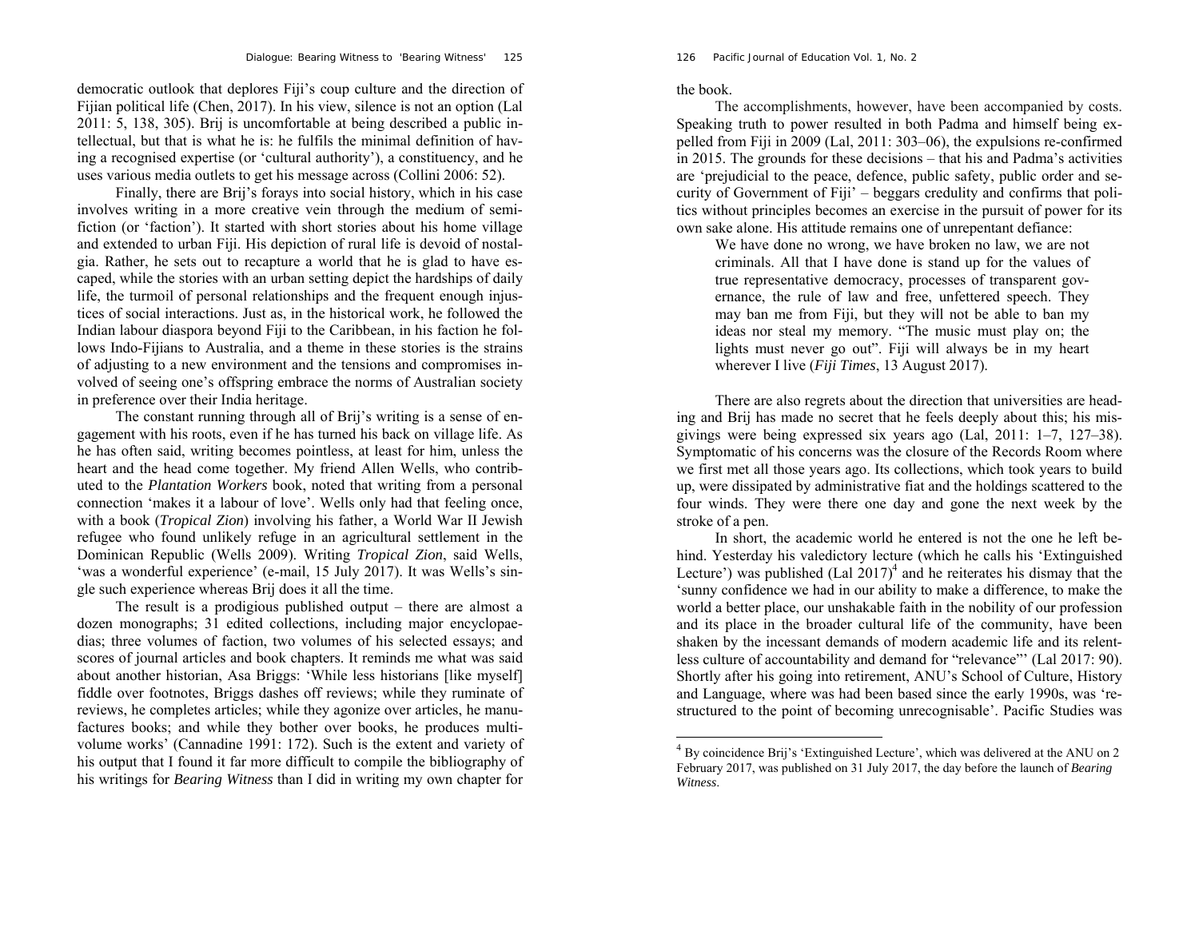democratic outlook that deplores Fiji's coup culture and the direction of Fijian political life (Chen, 2017). In his view, silence is not an option (Lal 2011: 5, 138, 305). Brij is uncomfortable at being described a public intellectual, but that is what he is: he fulfils the minimal definition of having a recognised expertise (or 'cultural authority'), a constituency, and he uses various media outlets to get his message across (Collini 2006: 52).

Finally, there are Brij's forays into social history, which in his case involves writing in a more creative vein through the medium of semi-fiction (or 'faction'). It started with short stories about his home village and extended to urban Fiji. His depiction of rural life is devoid of nostalgia. Rather, he sets out to recapture a world that he is glad to have escaped, while the stories with an urban setting depict the hardships of daily life, the turmoil of personal relationships and the frequent enough injustices of social interactions. Just as, in the historical work, he followed the Indian labour diaspora beyond Fiji to the Caribbean, in his faction he follows Indo-Fijians to Australia, and a theme in these stories is the strains of adjusting to a new environment and the tensions and compromises involved of seeing one's offspring embrace the norms of Australian society in preference over their India heritage.

The constant running through all of Brij's writing is a sense of engagement with his roots, even if he has turned his back on village life. As he has often said, writing becomes pointless, at least for him, unless the heart and the head come together. My friend Allen Wells, who contributed to the *Plantation Workers* book, noted that writing from a personal connection 'makes it a labour of love'. Wells only had that feeling once, with a book (*Tropical Zion*) involving his father, a World War II Jewish refugee who found unlikely refuge in an agricultural settlement in the Dominican Republic (Wells 2009). Writing *Tropical Zion*, said Wells, 'was a wonderful experience' (e-mail, 15 July 2017). It was Wells's single such experience whereas Brij does it all the time.

The result is a prodigious published output – there are almost a dozen monographs; 31 edited collections, including major encyclopaedias; three volumes of faction, two volumes of his selected essays; and scores of journal articles and book chapters. It reminds me what was said about another historian, Asa Briggs: 'While less historians [like myself] fiddle over footnotes, Briggs dashes off reviews; while they ruminate of reviews, he completes articles; while they agonize over articles, he manufactures books; and while they bother over books, he produces multi-volume works' (Cannadine 1991: 172). Such is the extent and variety of his output that I found it far more difficult to compile the bibliography of his writings for *Bearing Witness* than I did in writing my own chapter for the book.

The accomplishments, however, have been accompanied by costs. Speaking truth to power resulted in both Padma and himself being expelled from Fiji in 2009 (Lal, 2011: 303–06), the expulsions re-confirmed in 2015. The grounds for these decisions – that his and Padma's activities are 'prejudicial to the peace, defence, public safety, public order and security of Government of Fiji' – beggars credulity and confirms that politics without principles becomes an exercise in the pursuit of power for its own sake alone. His attitude remains one of unrepentant defiance:

> We have done no wrong, we have broken no law, we are not criminals. All that I have done is stand up for the values of true representative democracy, processes of transparent governance, the rule of law and free, unfettered speech. They may ban me from Fiji, but they will not be able to ban my ideas nor steal my memory. "The music must play on; the lights must never go out". Fiji will always be in my heart wherever I live (*Fiji Times*, 13 August 2017).

There are also regrets about the direction that universities are heading and Brij has made no secret that he feels deeply about this; his misgivings were being expressed six years ago (Lal, 2011: 1–7, 127–38). Symptomatic of his concerns was the closure of the Records Room where we first met all those years ago. Its collections, which took years to build up, were dissipated by administrative fiat and the holdings scattered to the four winds. They were there one day and gone the next week by the stroke of a pen.

In short, the academic world he entered is not the one he left behind. Yesterday his valedictory lecture (which he calls his 'Extinguished Lecture') was published (Lal 2017)[4] and he reiterates his dismay that the 'sunny confidence we had in our ability to make a difference, to make the world a better place, our unshakable faith in the nobility of our profession and its place in the broader cultural life of the community, have been shaken by the incessant demands of modern academic life and its relentless culture of accountability and demand for "relevance"' (Lal 2017: 90). Shortly after his going into retirement, ANU's School of Culture, History and Language, where was had been based since the early 1990s, was 'restructured to the point of becoming unrecognisable'. Pacific Studies was

[4] By coincidence Brij's 'Extinguished Lecture', which was delivered at the ANU on 2 February 2017, was published on 31 July 2017, the day before the launch of *Bearing Witness*.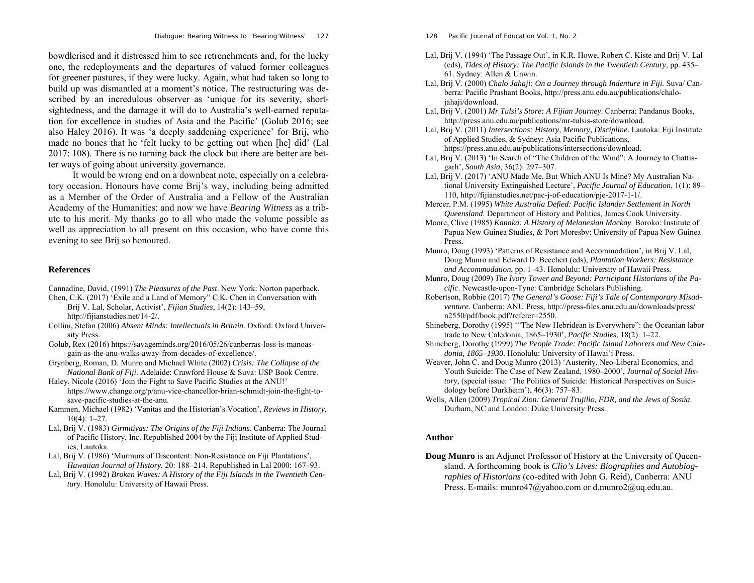bowdlerised and it distressed him to see retrenchments and, for the lucky one, the redeployments and the departures of valued former colleagues for greener pastures, if they were lucky. Again, what had taken so long to build up was dismantled at a moment's notice. The restructuring was described by an incredulous observer as 'unique for its severity, shortsightedness, and the damage it will do to Australia's well-earned reputation for excellence in studies of Asia and the Pacific' (Golub 2016; see also Haley 2016). It was 'a deeply saddening experience' for Brij, who made no bones that he 'felt lucky to be getting out when [he] did' (Lal 2017: 108). There is no turning back the clock but there are better are better ways of going about university governance.

It would be wrong end on a downbeat note, especially on a celebratory occasion. Honours have come Brij's way, including being admitted as a Member of the Order of Australia and a Fellow of the Australian Academy of the Humanities; and now we have *Bearing Witness* as a tribute to his merit. My thanks go to all who made the volume possible as well as appreciation to all present on this occasion, who have come this evening to see Brij so honoured.

## References

Cannadine, David, (1991) *The Pleasures of the Past*. New York: Norton paperback.

Chen, C.K. (2017) 'Exile and a Land of Memory" C.K. Chen in Conversation with Brij V. Lal, Scholar, Activist', *Fijian Studies*, 14(2): 143–59, http://fijianstudies.net/14-2/.

Collini, Stefan (2006) *Absent Minds: Intellectuals in Britain*. Oxford: Oxford University Press.

Golub, Rex (2016) https://savageminds.org/2016/05/26/canberras-loss-is-manoas-gain-as-the-anu-walks-away-from-decades-of-excellence/.

Grynberg, Roman, D. Munro and Michael White (2002) *Crisis: The Collapse of the National Bank of Fiji*. Adelaide: Crawford House & Suva: USP Book Centre.

Haley, Nicole (2016) 'Join the Fight to Save Pacific Studies at the ANU!' https://www.change.org/p/anu-vice-chancellor-brian-schmidt-join-the-fight-to-save-pacific-studies-at-the-anu.

Kammen, Michael (1982) 'Vanitas and the Historian's Vocation', *Reviews in History*, 10(4): 1–27.

Lal, Brij V. (1983) *Girmitiyas: The Origins of the Fiji Indians*. Canberra: The Journal of Pacific History, Inc. Republished 2004 by the Fiji Institute of Applied Studies, Lautoka.

Lal, Brij V. (1986) 'Murmurs of Discontent: Non-Resistance on Fiji Plantations', *Hawaiian Journal of History*, 20: 188–214. Republished in Lal 2000: 167–93.

Lal, Brij V. (1992) *Broken Waves: A History of the Fiji Islands in the Twentieth Century*. Honolulu: University of Hawaii Press.

Lal, Brij V. (1994) 'The Passage Out', in K.R. Howe, Robert C. Kiste and Brij V. Lal (eds), *Tides of History: The Pacific Islands in the Twentieth Century*, pp. 435–61. Sydney: Allen & Unwin.

Lal, Brij V. (2000) *Chalo Jahaji: On a Journey through Indenture in Fiji*. Suva/ Canberra: Pacific Prashant Books, http://press.anu.edu.au/publications/chalo-jahaji/download.

Lal, Brij V. (2001) *Mr Tulsi's Store: A Fijian Journey*. Canberra: Pandanus Books, http://press.anu.edu.au/publications/mr-tulsis-store/download.

Lal, Brij V. (2011) *Intersections: History, Memory, Discipline*. Lautoka: Fiji Institute of Applied Studies, & Sydney: Asia Pacific Publications, https://press.anu.edu.au/publications/intersections/download.

Lal, Brij V. (2013) 'In Search of "The Children of the Wind": A Journey to Chattisgarh', *South Asia*, 36(2): 297–307.

Lal, Brij V. (2017) 'ANU Made Me, But Which ANU Is Mine? My Australian National University Extinguished Lecture', *Pacific Journal of Education*, 1(1): 89–110, http://fijianstudies.net/pac-j-of-education/pje-2017-1-1/.

Mercer, P.M. (1995) *White Australia Defied: Pacific Islander Settlement in North Queensland*. Department of History and Politics, James Cook University.

Moore, Clive (1985) *Kanaka: A History of Melanesian Mackay*. Boroko: Institute of Papua New Guinea Studies, & Port Moresby: University of Papua New Guinea Press.

Munro, Doug (1993) 'Patterns of Resistance and Accommodation', in Brij V. Lal, Doug Munro and Edward D. Beechert (eds), *Plantation Workers: Resistance and Accommodation*, pp. 1–43. Honolulu: University of Hawaii Press.

Munro, Doug (2009) *The Ivory Tower and Beyond: Participant Historians of the Pacific*. Newcastle-upon-Tyne: Cambridge Scholars Publishing.

Robertson, Robbie (2017) *The General's Goose: Fiji's Tale of Contemporary Misadventure*. Canberra: ANU Press, http://press-files.anu.edu.au/downloads/press/n2550/pdf/book.pdf?referer=2550.

Shineberg, Dorothy (1995) '"The New Hebridean is Everywhere": the Oceanian labor trade to New Caledonia, 1865–1930', *Pacific Studies*, 18(2): 1–22.

Shineberg, Dorothy (1999) *The People Trade: Pacific Island Laborers and New Caledonia, 1865–1930*. Honolulu: University of Hawai'i Press.

Weaver, John C. and Doug Munro (2013) 'Austerity, Neo-Liberal Economics, and Youth Suicide: The Case of New Zealand, 1980–2000', *Journal of Social History*, (special issue: 'The Politics of Suicide: Historical Perspectives on Suicidology before Durkheim'), 46(3): 757–83.

Wells, Allen (2009) *Tropical Zion: General Trujillo, FDR, and the Jews of Sosúa*. Durham, NC and London: Duke University Press.

## Author

**Doug Munro** is an Adjunct Professor of History at the University of Queensland. A forthcoming book is *Clio's Lives: Biographies and Autobiographies of Historians* (co-edited with John G. Reid), Canberra: ANU Press. E-mails: munro47@yahoo.com or d.munro2@uq.edu.au.